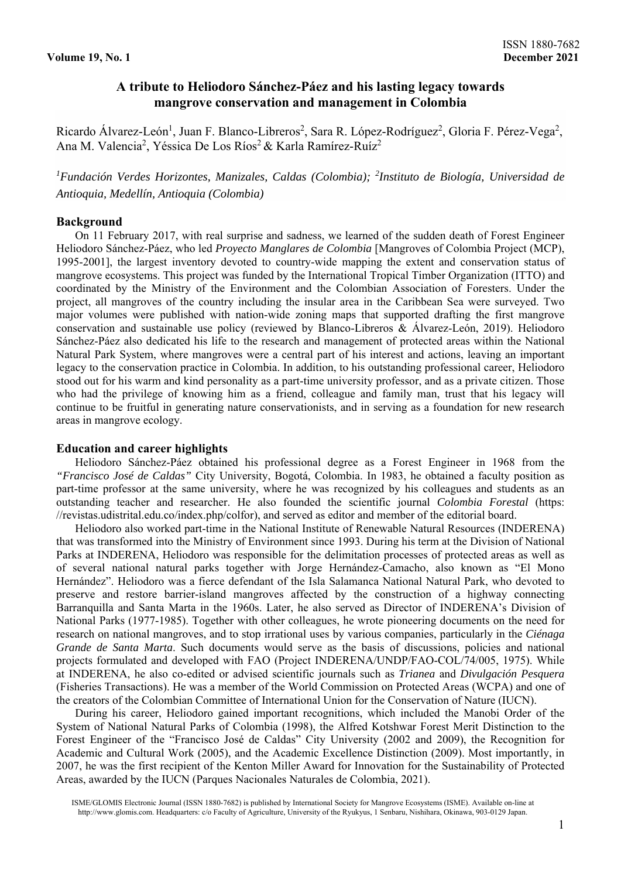# A tribute to Heliodoro Sánchez-Páez and his lasting legacy towards mangrove conservation and management in Colombia

Ricardo Álvarez-León[1], Juan F. Blanco-Libreros[2], Sara R. López-Rodríguez[2], Gloria F. Pérez-Vega[2], Ana M. Valencia[2], Yéssica De Los Ríos[2] & Karla Ramírez-Ruíz[2]

*[1]Fundación Verdes Horizontes, Manizales, Caldas (Colombia); [2]Instituto de Biología, Universidad de Antioquia, Medellín, Antioquia (Colombia)*

## Background

On 11 February 2017, with real surprise and sadness, we learned of the sudden death of Forest Engineer Heliodoro Sánchez-Páez, who led *Proyecto Manglares de Colombia* [Mangroves of Colombia Project (MCP), 1995-2001], the largest inventory devoted to country-wide mapping the extent and conservation status of mangrove ecosystems. This project was funded by the International Tropical Timber Organization (ITTO) and coordinated by the Ministry of the Environment and the Colombian Association of Foresters. Under the project, all mangroves of the country including the insular area in the Caribbean Sea were surveyed. Two major volumes were published with nation-wide zoning maps that supported drafting the first mangrove conservation and sustainable use policy (reviewed by Blanco-Libreros & Álvarez-León, 2019). Heliodoro Sánchez-Páez also dedicated his life to the research and management of protected areas within the National Natural Park System, where mangroves were a central part of his interest and actions, leaving an important legacy to the conservation practice in Colombia. In addition, to his outstanding professional career, Heliodoro stood out for his warm and kind personality as a part-time university professor, and as a private citizen. Those who had the privilege of knowing him as a friend, colleague and family man, trust that his legacy will continue to be fruitful in generating nature conservationists, and in serving as a foundation for new research areas in mangrove ecology.

## Education and career highlights

Heliodoro Sánchez-Páez obtained his professional degree as a Forest Engineer in 1968 from the *"Francisco José de Caldas"* City University, Bogotá, Colombia. In 1983, he obtained a faculty position as part-time professor at the same university, where he was recognized by his colleagues and students as an outstanding teacher and researcher. He also founded the scientific journal *Colombia Forestal* (https: //revistas.udistrital.edu.co/index.php/colfor), and served as editor and member of the editorial board.

Heliodoro also worked part-time in the National Institute of Renewable Natural Resources (INDERENA) that was transformed into the Ministry of Environment since 1993. During his term at the Division of National Parks at INDERENA, Heliodoro was responsible for the delimitation processes of protected areas as well as of several national natural parks together with Jorge Hernández-Camacho, also known as "El Mono Hernández". Heliodoro was a fierce defendant of the Isla Salamanca National Natural Park, who devoted to preserve and restore barrier-island mangroves affected by the construction of a highway connecting Barranquilla and Santa Marta in the 1960s. Later, he also served as Director of INDERENA's Division of National Parks (1977-1985). Together with other colleagues, he wrote pioneering documents on the need for research on national mangroves, and to stop irrational uses by various companies, particularly in the *Ciénaga Grande de Santa Marta*. Such documents would serve as the basis of discussions, policies and national projects formulated and developed with FAO (Project INDERENA/UNDP/FAO-COL/74/005, 1975). While at INDERENA, he also co-edited or advised scientific journals such as *Trianea* and *Divulgación Pesquera* (Fisheries Transactions). He was a member of the World Commission on Protected Areas (WCPA) and one of the creators of the Colombian Committee of International Union for the Conservation of Nature (IUCN).

During his career, Heliodoro gained important recognitions, which included the Manobi Order of the System of National Natural Parks of Colombia (1998), the Alfred Kotshwar Forest Merit Distinction to the Forest Engineer of the "Francisco José de Caldas" City University (2002 and 2009), the Recognition for Academic and Cultural Work (2005), and the Academic Excellence Distinction (2009). Most importantly, in 2007, he was the first recipient of the Kenton Miller Award for Innovation for the Sustainability of Protected Areas, awarded by the IUCN (Parques Nacionales Naturales de Colombia, 2021).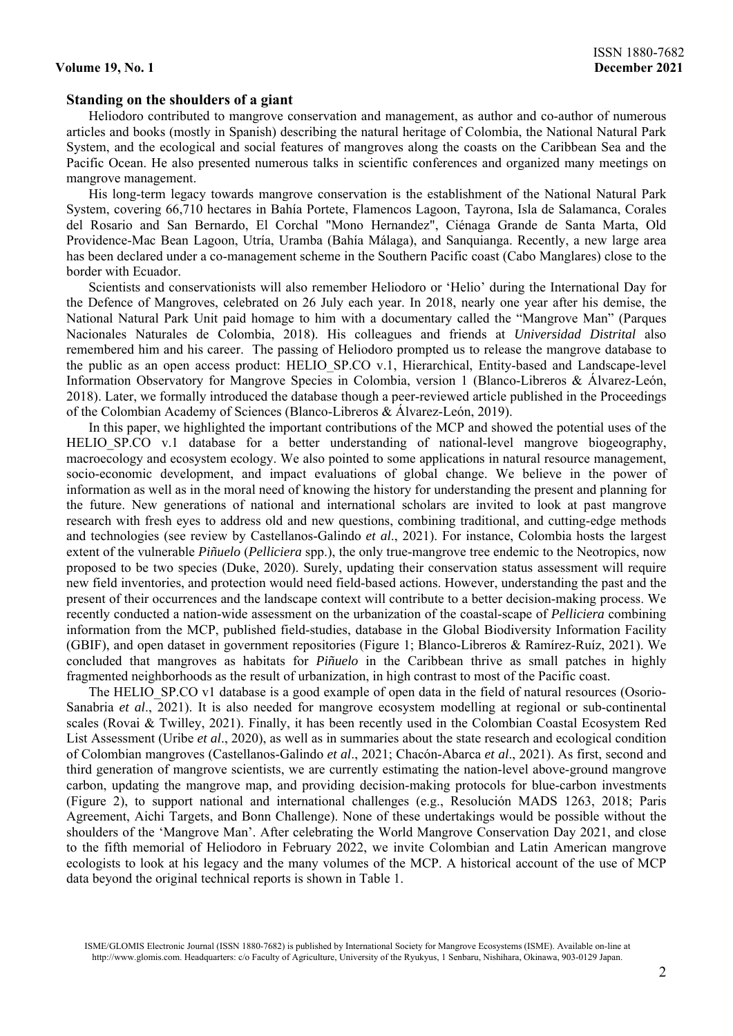## Standing on the shoulders of a giant

Heliodoro contributed to mangrove conservation and management, as author and co-author of numerous articles and books (mostly in Spanish) describing the natural heritage of Colombia, the National Natural Park System, and the ecological and social features of mangroves along the coasts on the Caribbean Sea and the Pacific Ocean. He also presented numerous talks in scientific conferences and organized many meetings on mangrove management.

His long-term legacy towards mangrove conservation is the establishment of the National Natural Park System, covering 66,710 hectares in Bahía Portete, Flamencos Lagoon, Tayrona, Isla de Salamanca, Corales del Rosario and San Bernardo, El Corchal "Mono Hernandez", Ciénaga Grande de Santa Marta, Old Providence-Mac Bean Lagoon, Utría, Uramba (Bahía Málaga), and Sanquianga. Recently, a new large area has been declared under a co-management scheme in the Southern Pacific coast (Cabo Manglares) close to the border with Ecuador.

Scientists and conservationists will also remember Heliodoro or 'Helio' during the International Day for the Defence of Mangroves, celebrated on 26 July each year. In 2018, nearly one year after his demise, the National Natural Park Unit paid homage to him with a documentary called the "Mangrove Man" (Parques Nacionales Naturales de Colombia, 2018). His colleagues and friends at *Universidad Distrital* also remembered him and his career. The passing of Heliodoro prompted us to release the mangrove database to the public as an open access product: HELIO_SP.CO v.1, Hierarchical, Entity-based and Landscape-level Information Observatory for Mangrove Species in Colombia, version 1 (Blanco-Libreros & Álvarez-León, 2018). Later, we formally introduced the database though a peer-reviewed article published in the Proceedings of the Colombian Academy of Sciences (Blanco-Libreros & Álvarez-León, 2019).

In this paper, we highlighted the important contributions of the MCP and showed the potential uses of the HELIO_SP.CO v.1 database for a better understanding of national-level mangrove biogeography, macroecology and ecosystem ecology. We also pointed to some applications in natural resource management, socio-economic development, and impact evaluations of global change. We believe in the power of information as well as in the moral need of knowing the history for understanding the present and planning for the future. New generations of national and international scholars are invited to look at past mangrove research with fresh eyes to address old and new questions, combining traditional, and cutting-edge methods and technologies (see review by Castellanos-Galindo *et al*., 2021). For instance, Colombia hosts the largest extent of the vulnerable *Piñuelo* (*Pelliciera* spp.), the only true-mangrove tree endemic to the Neotropics, now proposed to be two species (Duke, 2020). Surely, updating their conservation status assessment will require new field inventories, and protection would need field-based actions. However, understanding the past and the present of their occurrences and the landscape context will contribute to a better decision-making process. We recently conducted a nation-wide assessment on the urbanization of the coastal-scape of *Pelliciera* combining information from the MCP, published field-studies, database in the Global Biodiversity Information Facility (GBIF), and open dataset in government repositories (Figure 1; Blanco-Libreros & Ramírez-Ruíz, 2021). We concluded that mangroves as habitats for *Piñuelo* in the Caribbean thrive as small patches in highly fragmented neighborhoods as the result of urbanization, in high contrast to most of the Pacific coast.

The HELIO_SP.CO v1 database is a good example of open data in the field of natural resources (Osorio-Sanabria *et al*., 2021). It is also needed for mangrove ecosystem modelling at regional or sub-continental scales (Rovai & Twilley, 2021). Finally, it has been recently used in the Colombian Coastal Ecosystem Red List Assessment (Uribe *et al*., 2020), as well as in summaries about the state research and ecological condition of Colombian mangroves (Castellanos-Galindo *et al*., 2021; Chacón-Abarca *et al*., 2021). As first, second and third generation of mangrove scientists, we are currently estimating the nation-level above-ground mangrove carbon, updating the mangrove map, and providing decision-making protocols for blue-carbon investments (Figure 2), to support national and international challenges (e.g., Resolución MADS 1263, 2018; Paris Agreement, Aichi Targets, and Bonn Challenge). None of these undertakings would be possible without the shoulders of the 'Mangrove Man'. After celebrating the World Mangrove Conservation Day 2021, and close to the fifth memorial of Heliodoro in February 2022, we invite Colombian and Latin American mangrove ecologists to look at his legacy and the many volumes of the MCP. A historical account of the use of MCP data beyond the original technical reports is shown in Table 1.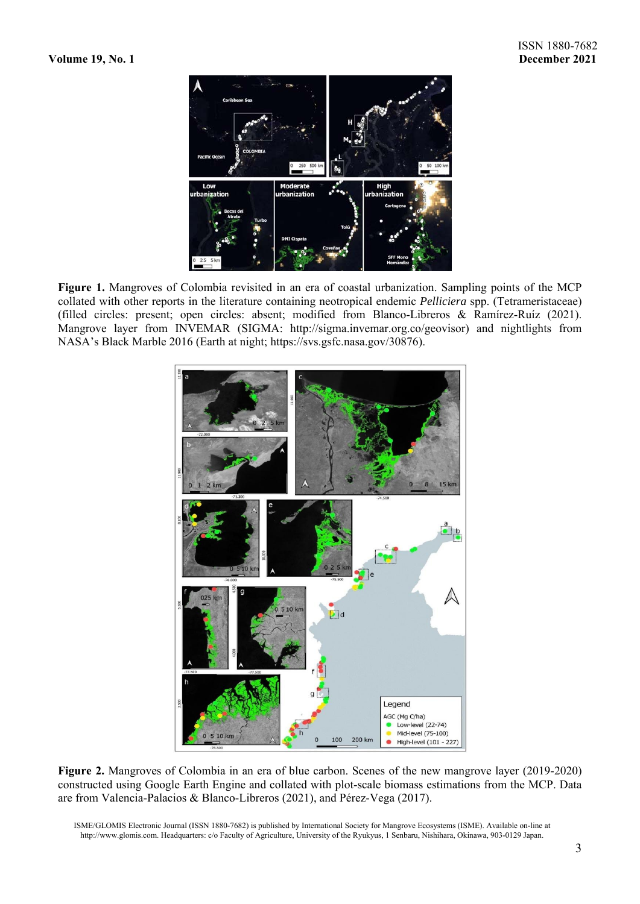**Figure 1.** Mangroves of Colombia revisited in an era of coastal urbanization. Sampling points of the MCP collated with other reports in the literature containing neotropical endemic *Pelliciera* spp. (Tetrameristaceae) (filled circles: present; open circles: absent; modified from Blanco-Libreros & Ramírez-Ruíz (2021). Mangrove layer from INVEMAR (SIGMA: http://sigma.invemar.org.co/geovisor) and nightlights from NASA's Black Marble 2016 (Earth at night; https://svs.gsfc.nasa.gov/30876).

**Figure 2.** Mangroves of Colombia in an era of blue carbon. Scenes of the new mangrove layer (2019-2020) constructed using Google Earth Engine and collated with plot-scale biomass estimations from the MCP. Data are from Valencia-Palacios & Blanco-Libreros (2021), and Pérez-Vega (2017).

ISME/GLOMIS Electronic Journal (ISSN 1880-7682) is published by International Society for Mangrove Ecosystems (ISME). Available on-line at http://www.glomis.com. Headquarters: c/o Faculty of Agriculture, University of the Ryukyus, 1 Senbaru, Nishihara, Okinawa, 903-0129 Japan.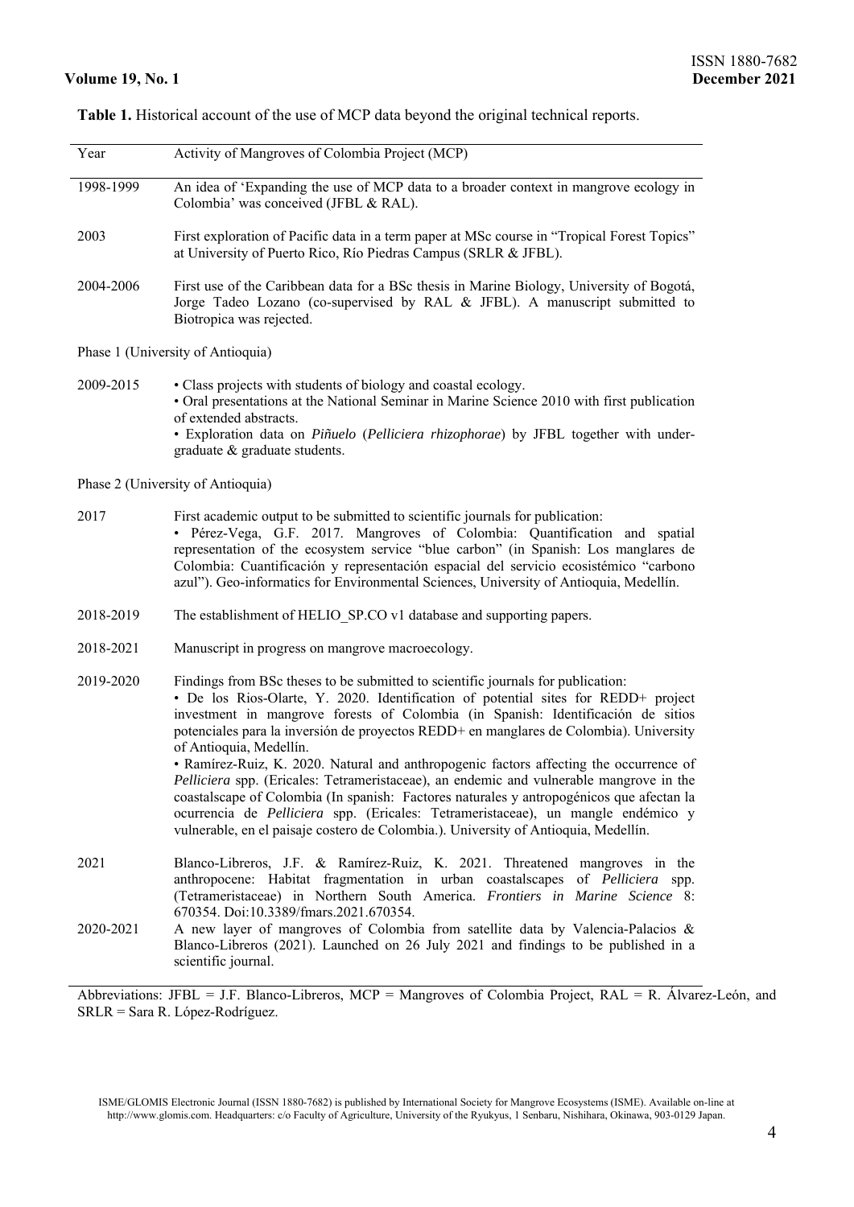**Table 1.** Historical account of the use of MCP data beyond the original technical reports.

| Year | Activity of Mangroves of Colombia Project (MCP) |
|---|---|
| 1998-1999 | An idea of 'Expanding the use of MCP data to a broader context in mangrove ecology in Colombia' was conceived (JFBL & RAL). |
| 2003 | First exploration of Pacific data in a term paper at MSc course in "Tropical Forest Topics" at University of Puerto Rico, Río Piedras Campus (SRLR & JFBL). |
| 2004-2006 | First use of the Caribbean data for a BSc thesis in Marine Biology, University of Bogotá, Jorge Tadeo Lozano (co-supervised by RAL & JFBL). A manuscript submitted to Biotropica was rejected. |
| Phase 1 (University of Antioquia) | |
| 2009-2015 | • Class projects with students of biology and coastal ecology. • Oral presentations at the National Seminar in Marine Science 2010 with first publication of extended abstracts. • Exploration data on *Piñuelo* (*Pelliciera rhizophorae*) by JFBL together with under-graduate & graduate students. |
| Phase 2 (University of Antioquia) | |
| 2017 | First academic output to be submitted to scientific journals for publication: • Pérez-Vega, G.F. 2017. Mangroves of Colombia: Quantification and spatial representation of the ecosystem service "blue carbon" (in Spanish: Los manglares de Colombia: Cuantificación y representación espacial del servicio ecosistémico "carbono azul"). Geo-informatics for Environmental Sciences, University of Antioquia, Medellín. |
| 2018-2019 | The establishment of HELIO_SP.CO v1 database and supporting papers. |
| 2018-2021 | Manuscript in progress on mangrove macroecology. |
| 2019-2020 | Findings from BSc theses to be submitted to scientific journals for publication: • De los Rios-Olarte, Y. 2020. Identification of potential sites for REDD+ project investment in mangrove forests of Colombia (in Spanish: Identificación de sitios potenciales para la inversión de proyectos REDD+ en manglares de Colombia). University of Antioquia, Medellín. • Ramírez-Ruiz, K. 2020. Natural and anthropogenic factors affecting the occurrence of *Pelliciera* spp. (Ericales: Tetrameristaceae), an endemic and vulnerable mangrove in the coastalscape of Colombia (In spanish: Factores naturales y antropogénicos que afectan la ocurrencia de *Pelliciera* spp. (Ericales: Tetrameristaceae), un mangle endémico y vulnerable, en el paisaje costero de Colombia.). University of Antioquia, Medellín. |
| 2021 | Blanco-Libreros, J.F. & Ramírez-Ruiz, K. 2021. Threatened mangroves in the anthropocene: Habitat fragmentation in urban coastalscapes of *Pelliciera* spp. (Tetrameristaceae) in Northern South America. *Frontiers in Marine Science* 8: 670354. Doi:10.3389/fmars.2021.670354. |
| 2020-2021 | A new layer of mangroves of Colombia from satellite data by Valencia-Palacios & Blanco-Libreros (2021). Launched on 26 July 2021 and findings to be published in a scientific journal. |

Abbreviations: JFBL = J.F. Blanco-Libreros, MCP = Mangroves of Colombia Project, RAL = R. Álvarez-León, and SRLR = Sara R. López-Rodríguez.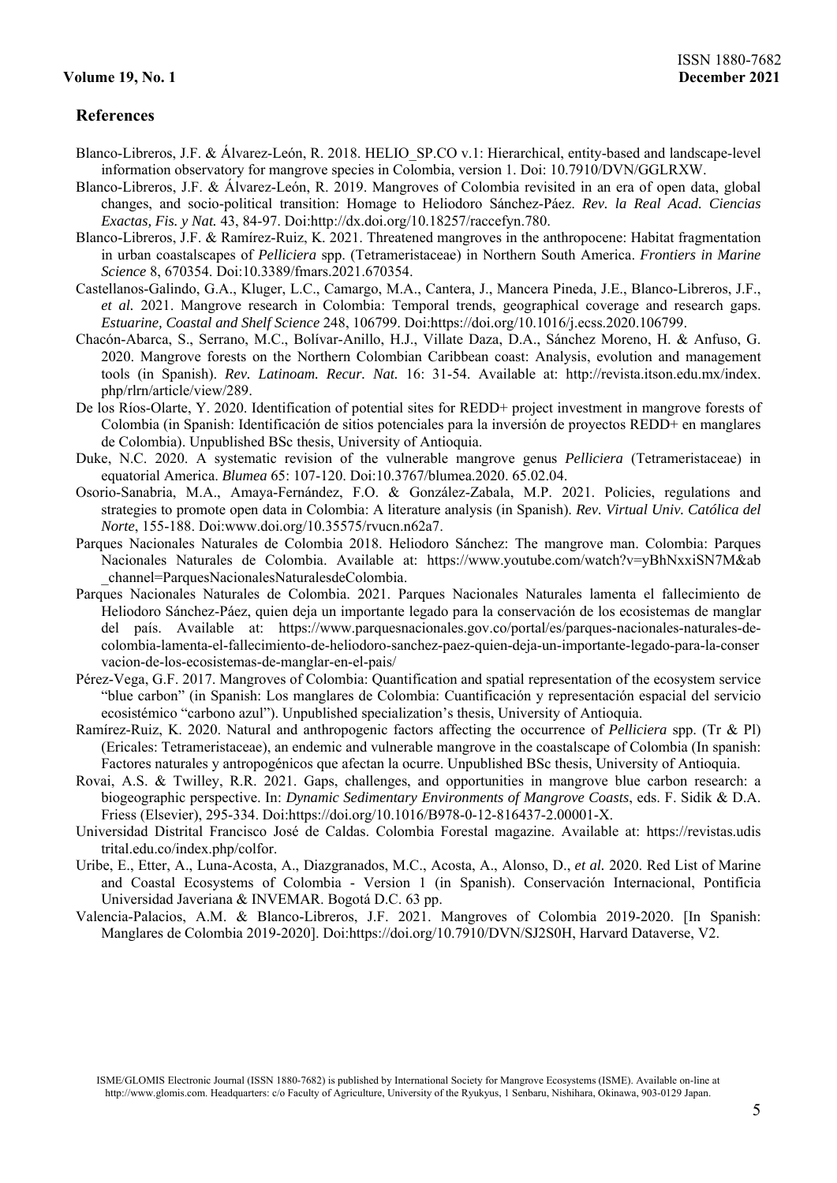## References

Blanco-Libreros, J.F. & Álvarez-León, R. 2018. HELIO_SP.CO v.1: Hierarchical, entity-based and landscape-level information observatory for mangrove species in Colombia, version 1. Doi: 10.7910/DVN/GGLRXW.

Blanco-Libreros, J.F. & Álvarez-León, R. 2019. Mangroves of Colombia revisited in an era of open data, global changes, and socio-political transition: Homage to Heliodoro Sánchez-Páez. *Rev. la Real Acad. Ciencias Exactas, Fis. y Nat.* 43, 84-97. Doi:http://dx.doi.org/10.18257/raccefyn.780.

Blanco-Libreros, J.F. & Ramírez-Ruiz, K. 2021. Threatened mangroves in the anthropocene: Habitat fragmentation in urban coastalscapes of *Pelliciera* spp. (Tetrameristaceae) in Northern South America. *Frontiers in Marine Science* 8, 670354. Doi:10.3389/fmars.2021.670354.

Castellanos-Galindo, G.A., Kluger, L.C., Camargo, M.A., Cantera, J., Mancera Pineda, J.E., Blanco-Libreros, J.F., *et al.* 2021. Mangrove research in Colombia: Temporal trends, geographical coverage and research gaps. *Estuarine, Coastal and Shelf Science* 248, 106799. Doi:https://doi.org/10.1016/j.ecss.2020.106799.

Chacón-Abarca, S., Serrano, M.C., Bolívar-Anillo, H.J., Villate Daza, D.A., Sánchez Moreno, H. & Anfuso, G. 2020. Mangrove forests on the Northern Colombian Caribbean coast: Analysis, evolution and management tools (in Spanish). *Rev. Latinoam. Recur. Nat.* 16: 31-54. Available at: http://revista.itson.edu.mx/index.php/rlrn/article/view/289.

De los Ríos-Olarte, Y. 2020. Identification of potential sites for REDD+ project investment in mangrove forests of Colombia (in Spanish: Identificación de sitios potenciales para la inversión de proyectos REDD+ en manglares de Colombia). Unpublished BSc thesis, University of Antioquia.

Duke, N.C. 2020. A systematic revision of the vulnerable mangrove genus *Pelliciera* (Tetrameristaceae) in equatorial America. *Blumea* 65: 107-120. Doi:10.3767/blumea.2020. 65.02.04.

Osorio-Sanabria, M.A., Amaya-Fernández, F.O. & González-Zabala, M.P. 2021. Policies, regulations and strategies to promote open data in Colombia: A literature analysis (in Spanish). *Rev. Virtual Univ. Católica del Norte*, 155-188. Doi:www.doi.org/10.35575/rvucn.n62a7.

Parques Nacionales Naturales de Colombia 2018. Heliodoro Sánchez: The mangrove man. Colombia: Parques Nacionales Naturales de Colombia. Available at: https://www.youtube.com/watch?v=yBhNxxiSN7M&ab_channel=ParquesNacionalesNaturalesdeColombia.

Parques Nacionales Naturales de Colombia. 2021. Parques Nacionales Naturales lamenta el fallecimiento de Heliodoro Sánchez-Páez, quien deja un importante legado para la conservación de los ecosistemas de manglar del país. Available at: https://www.parquesnacionales.gov.co/portal/es/parques-nacionales-naturales-de-colombia-lamenta-el-fallecimiento-de-heliodoro-sanchez-paez-quien-deja-un-importante-legado-para-la-conservacion-de-los-ecosistemas-de-manglar-en-el-pais/

Pérez-Vega, G.F. 2017. Mangroves of Colombia: Quantification and spatial representation of the ecosystem service "blue carbon" (in Spanish: Los manglares de Colombia: Cuantificación y representación espacial del servicio ecosistémico "carbono azul"). Unpublished specialization's thesis, University of Antioquia.

Ramírez-Ruiz, K. 2020. Natural and anthropogenic factors affecting the occurrence of *Pelliciera* spp. (Tr & Pl) (Ericales: Tetrameristaceae), an endemic and vulnerable mangrove in the coastalscape of Colombia (In spanish: Factores naturales y antropogénicos que afectan la ocurre. Unpublished BSc thesis, University of Antioquia.

Rovai, A.S. & Twilley, R.R. 2021. Gaps, challenges, and opportunities in mangrove blue carbon research: a biogeographic perspective. In: *Dynamic Sedimentary Environments of Mangrove Coasts*, eds. F. Sidik & D.A. Friess (Elsevier), 295-334. Doi:https://doi.org/10.1016/B978-0-12-816437-2.00001-X.

Universidad Distrital Francisco José de Caldas. Colombia Forestal magazine. Available at: https://revistas.udistrital.edu.co/index.php/colfor.

Uribe, E., Etter, A., Luna-Acosta, A., Diazgranados, M.C., Acosta, A., Alonso, D., *et al.* 2020. Red List of Marine and Coastal Ecosystems of Colombia - Version 1 (in Spanish). Conservación Internacional, Pontificia Universidad Javeriana & INVEMAR. Bogotá D.C. 63 pp.

Valencia-Palacios, A.M. & Blanco-Libreros, J.F. 2021. Mangroves of Colombia 2019-2020. [In Spanish: Manglares de Colombia 2019-2020]. Doi:https://doi.org/10.7910/DVN/SJ2S0H, Harvard Dataverse, V2.